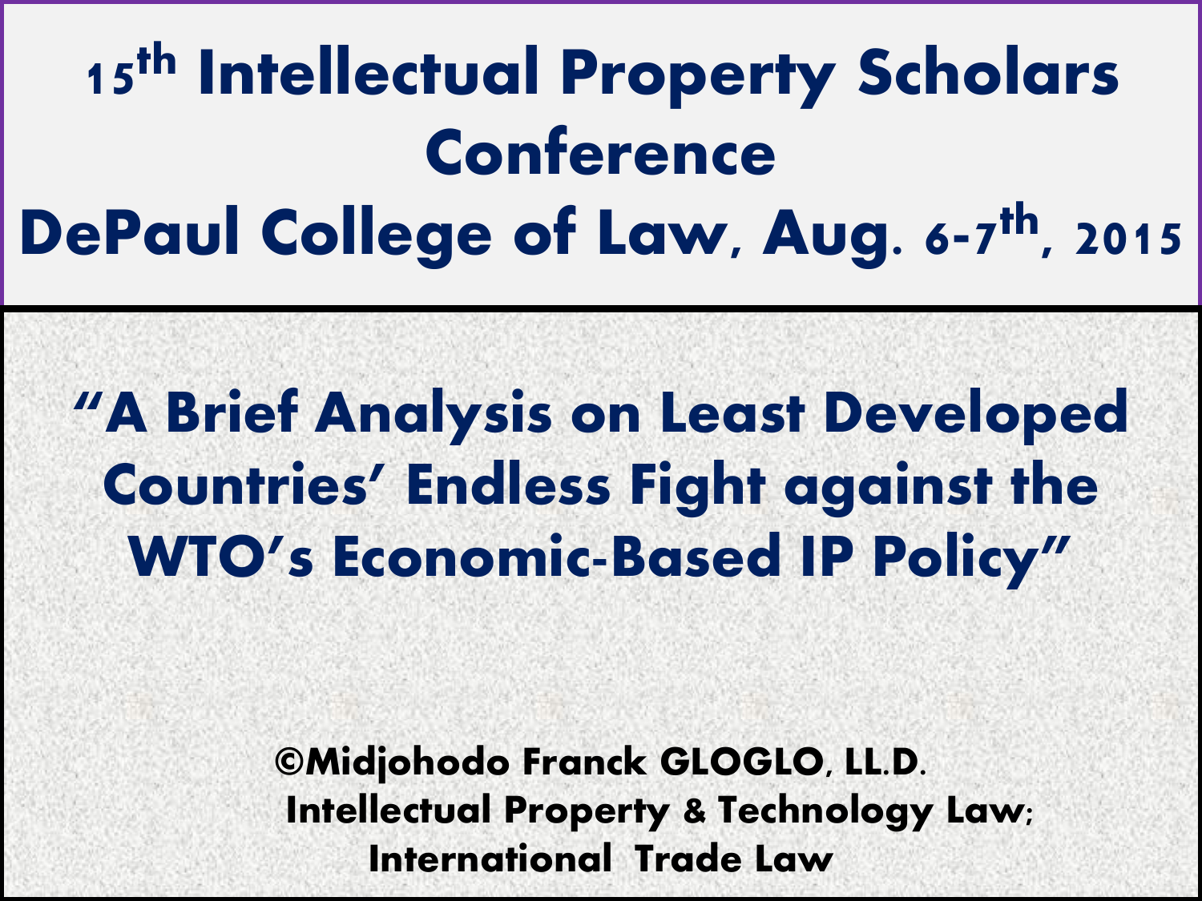# 15th Intellectual Property Scholars Conference

# DePaul College of Law, Aug. 6-7th, 2015

## "A Brief Analysis on Least Developed Countries' Endless Fight against the WTO's Economic-Based IP Policy"

**©Midjohodo Franck GLOGLO, LL.D.**
**Intellectual Property & Technology Law;**
**International Trade Law**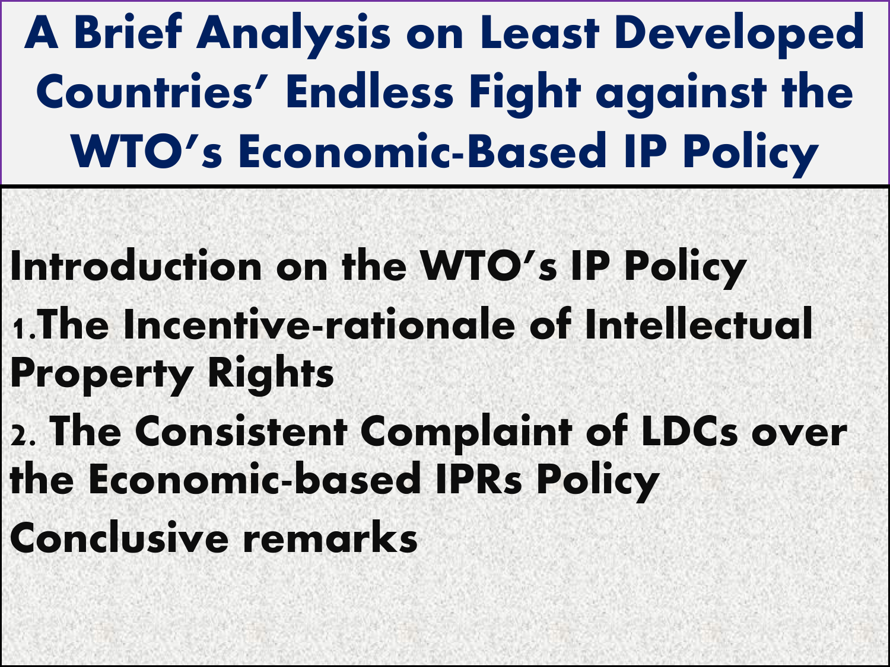# A Brief Analysis on Least Developed Countries' Endless Fight against the WTO's Economic-Based IP Policy

**Introduction on the WTO's IP Policy**

**1.The Incentive-rationale of Intellectual Property Rights**

**2. The Consistent Complaint of LDCs over the Economic-based IPRs Policy**

**Conclusive remarks**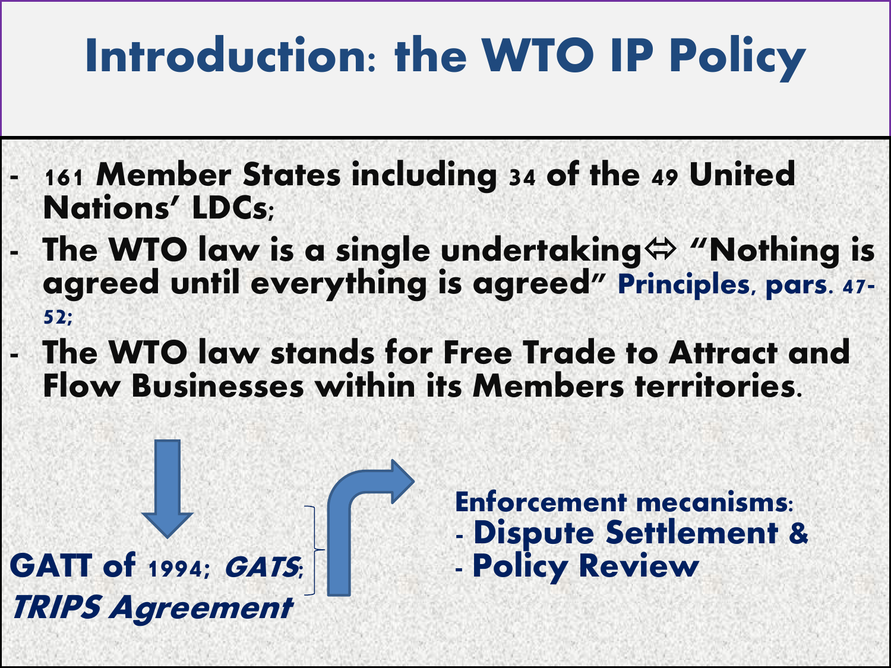# Introduction: the WTO IP Policy

- 161 Member States including 34 of the 49 United Nations' LDCs;
- The WTO law is a single undertaking⇔ "Nothing is agreed until everything is agreed" Principles, pars. 47-52;
- The WTO law stands for Free Trade to Attract and Flow Businesses within its Members territories.

**GATT of 1994; *GATS*; *TRIPS Agreement***

**Enforcement mecanisms:**
- **Dispute Settlement &**
- **Policy Review**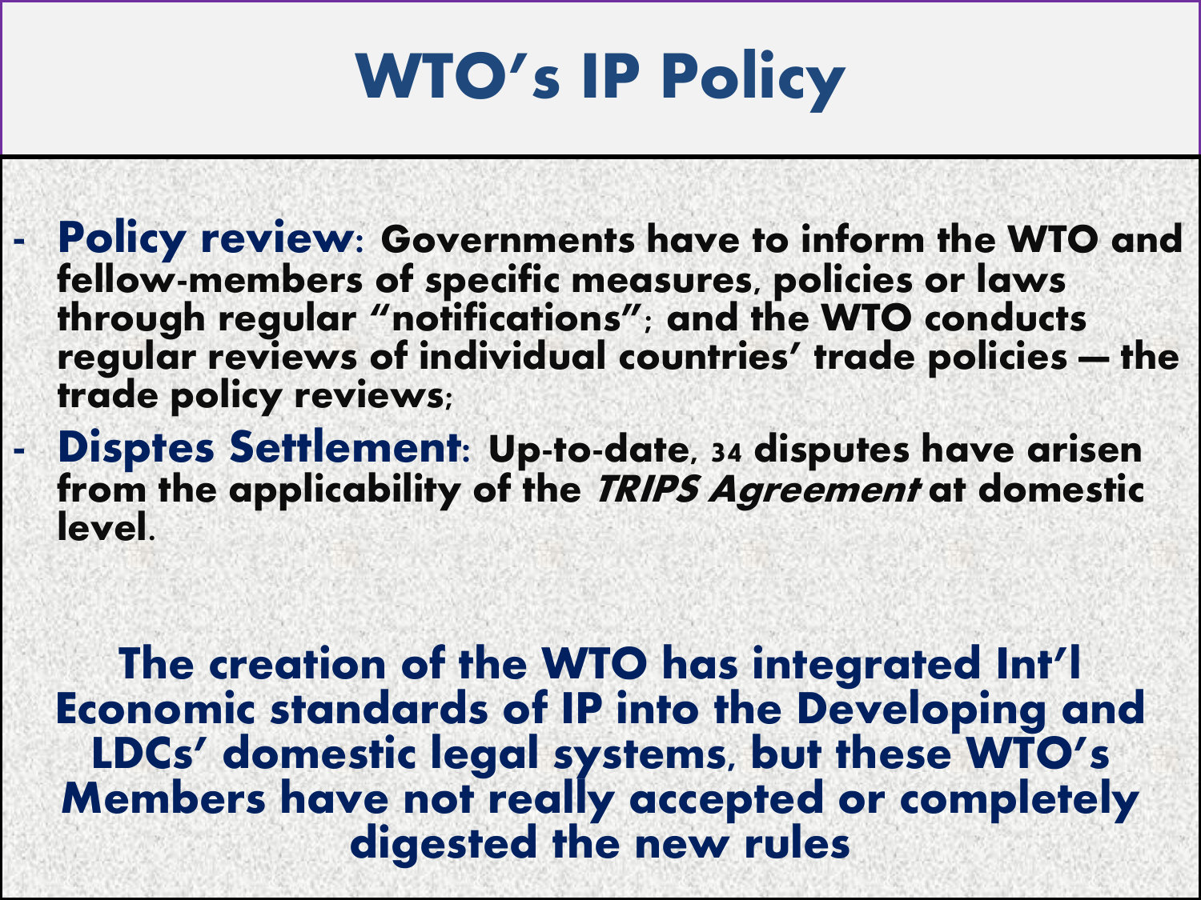# WTO's IP Policy

- **Policy review**: Governments have to inform the WTO and fellow-members of specific measures, policies or laws through regular "notifications"; and the WTO conducts regular reviews of individual countries' trade policies — the trade policy reviews;
- **Disptes Settlement**: Up-to-date, 34 disputes have arisen from the applicability of the *TRIPS Agreement* at domestic level.

**The creation of the WTO has integrated Int'l Economic standards of IP into the Developing and LDCs' domestic legal systems, but these WTO's Members have not really accepted or completely digested the new rules**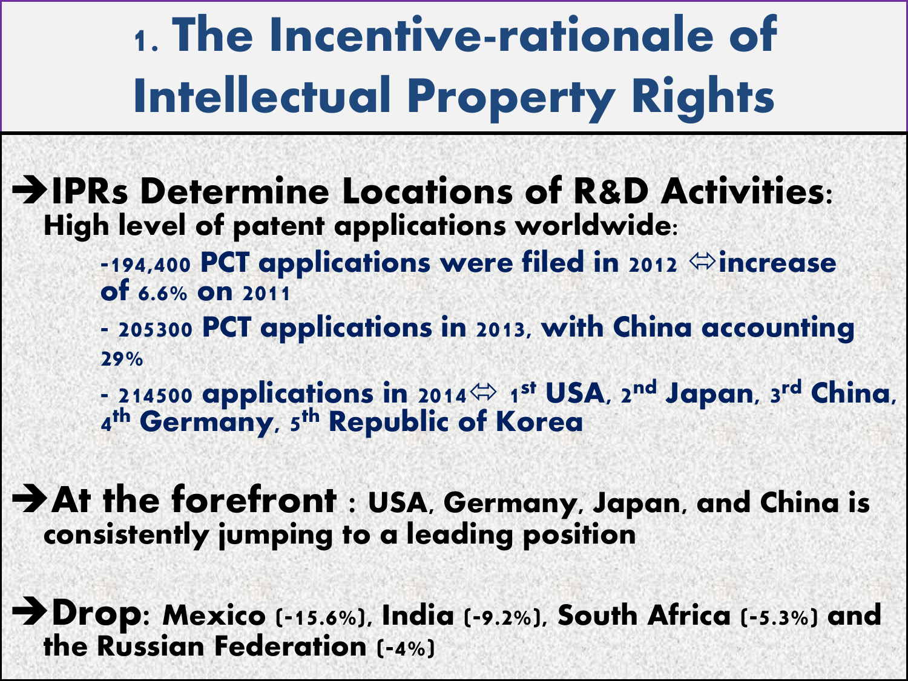# 1. The Incentive-rationale of Intellectual Property Rights

→**IPRs Determine Locations of R&D Activities:**
**High level of patent applications worldwide:**

- -194,400 PCT applications were filed in 2012 ⇔increase of 6.6% on 2011
- - 205300 PCT applications in 2013, with China accounting 29%
- - 214500 applications in 2014⇔ 1st USA, 2nd Japan, 3rd China, 4th Germany, 5th Republic of Korea

→**At the forefront** : USA, Germany, Japan, and China is consistently jumping to a leading position

→**Drop**: Mexico (-15.6%), India (-9.2%), South Africa (-5.3%) and the Russian Federation (-4%)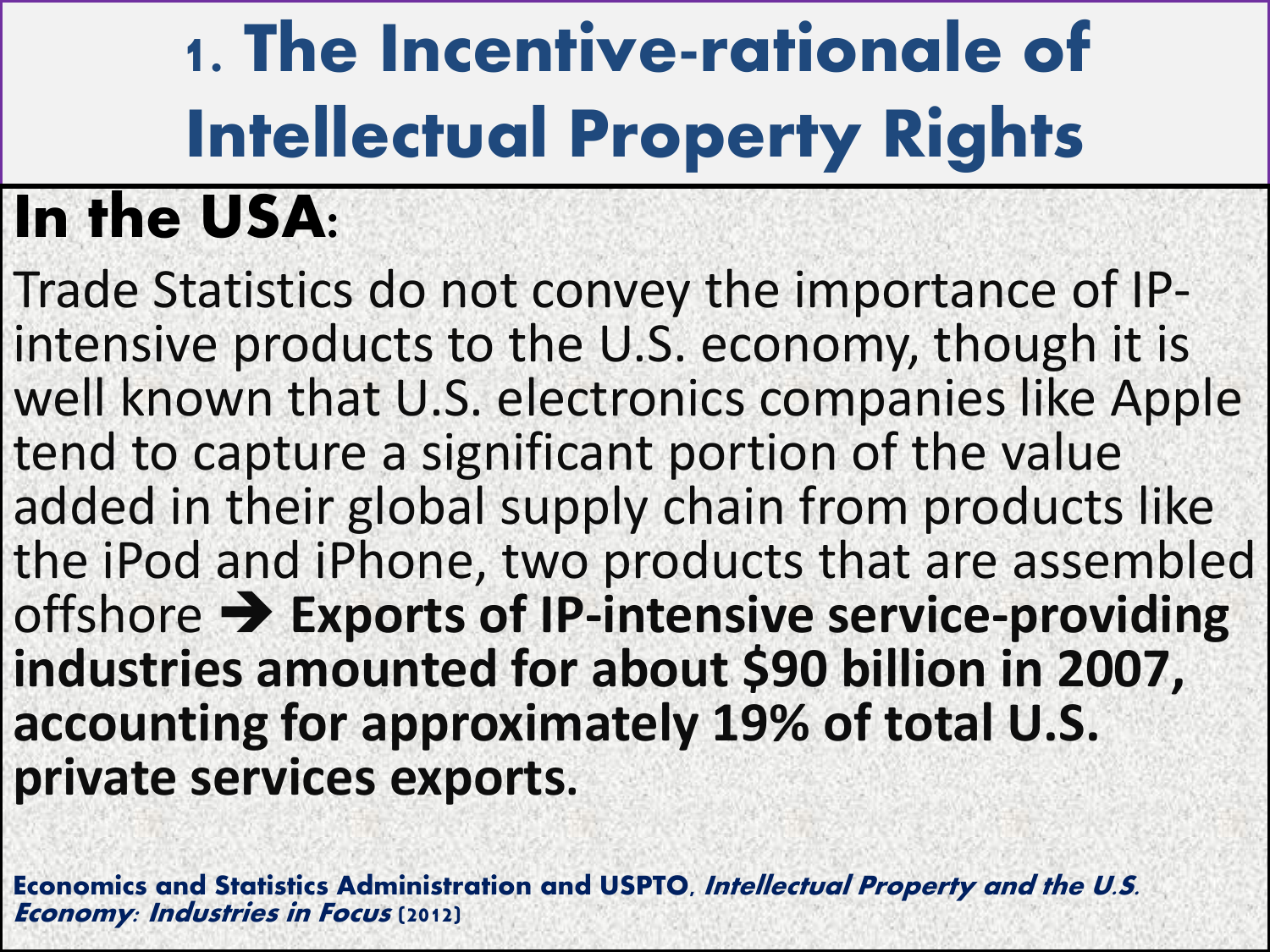# 1. The Incentive-rationale of Intellectual Property Rights

## In the USA:

Trade Statistics do not convey the importance of IP-intensive products to the U.S. economy, though it is well known that U.S. electronics companies like Apple tend to capture a significant portion of the value added in their global supply chain from products like the iPod and iPhone, two products that are assembled offshore ➔ **Exports of IP-intensive service-providing industries amounted for about $90 billion in 2007, accounting for approximately 19% of total U.S. private services exports.**

**Economics and Statistics Administration and USPTO**, ***Intellectual Property and the U.S. Economy: Industries in Focus*** **(2012)**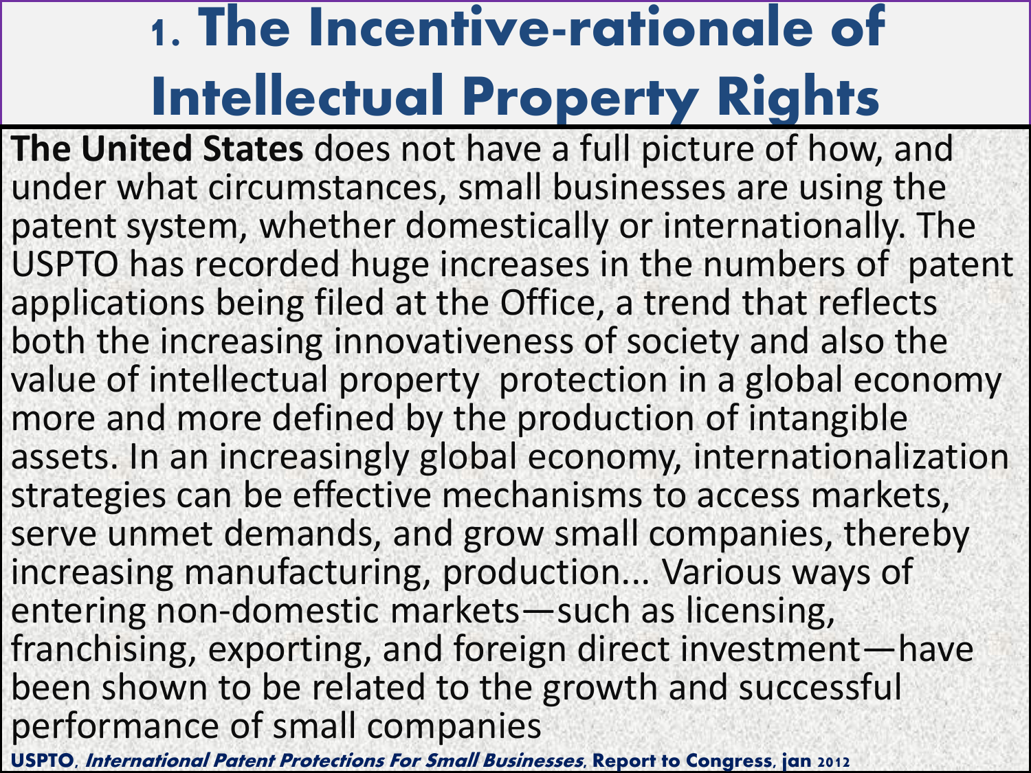# 1. The Incentive-rationale of Intellectual Property Rights

**The United States** does not have a full picture of how, and under what circumstances, small businesses are using the patent system, whether domestically or internationally. The USPTO has recorded huge increases in the numbers of patent applications being filed at the Office, a trend that reflects both the increasing innovativeness of society and also the value of intellectual property protection in a global economy more and more defined by the production of intangible assets. In an increasingly global economy, internationalization strategies can be effective mechanisms to access markets, serve unmet demands, and grow small companies, thereby increasing manufacturing, production... Various ways of entering non-domestic markets—such as licensing, franchising, exporting, and foreign direct investment—have been shown to be related to the growth and successful performance of small companies

**USPTO, *International Patent Protections For Small Businesses*, Report to Congress, jan 2012**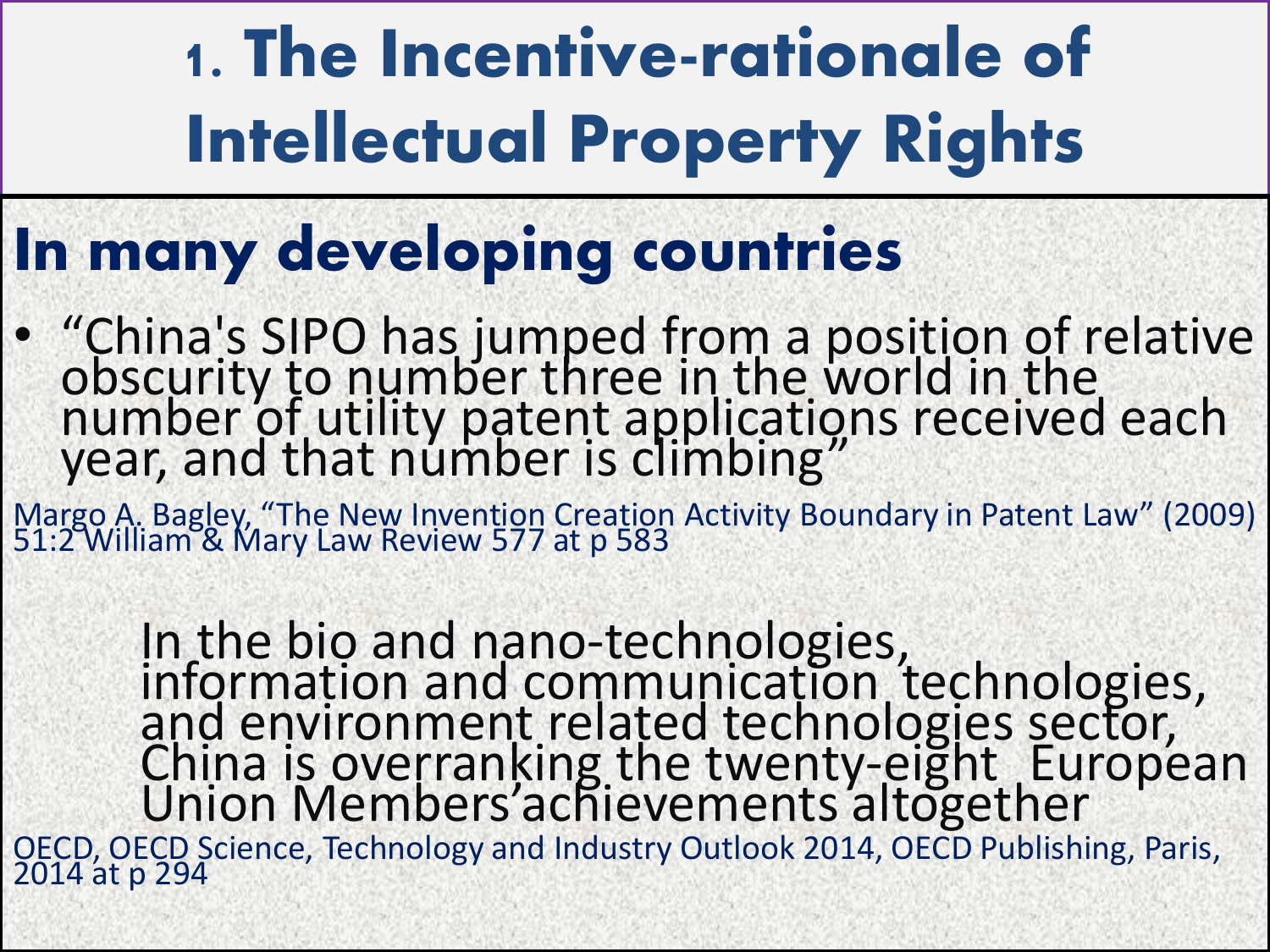# 1. The Incentive-rationale of Intellectual Property Rights

## In many developing countries

- “China's SIPO has jumped from a position of relative obscurity to number three in the world in the number of utility patent applications received each year, and that number is climbing”

Margo A. Bagley, “The New Invention Creation Activity Boundary in Patent Law” (2009) 51:2 William & Mary Law Review 577 at p 583

In the bio and nano-technologies, information and communication technologies, and environment related technologies sector, China is overranking the twenty-eight European Union Members’achievements altogether

OECD, OECD Science, Technology and Industry Outlook 2014, OECD Publishing, Paris, 2014 at p 294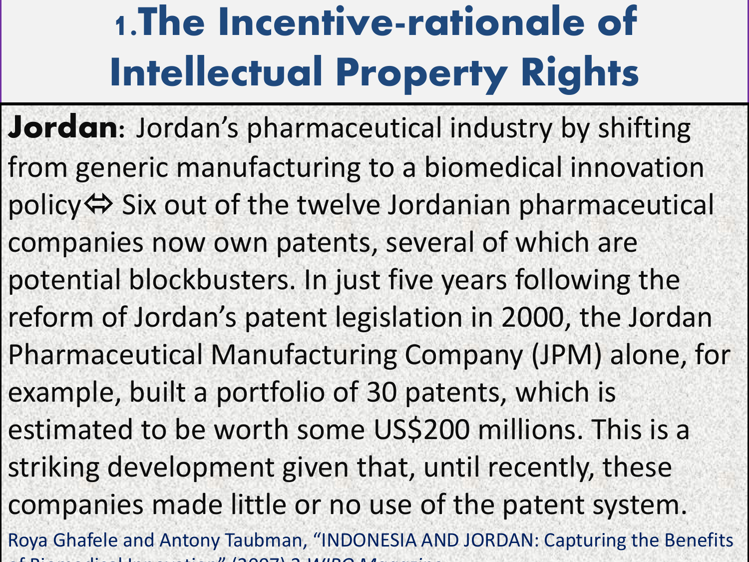# 1.The Incentive-rationale of Intellectual Property Rights

**Jordan**: Jordan's pharmaceutical industry by shifting from generic manufacturing to a biomedical innovation policy⇔ Six out of the twelve Jordanian pharmaceutical companies now own patents, several of which are potential blockbusters. In just five years following the reform of Jordan's patent legislation in 2000, the Jordan Pharmaceutical Manufacturing Company (JPM) alone, for example, built a portfolio of 30 patents, which is estimated to be worth some US$200 millions. This is a striking development given that, until recently, these companies made little or no use of the patent system.

Roya Ghafele and Antony Taubman, "INDONESIA AND JORDAN: Capturing the Benefits of Biomedical Innovation" (2007) 3 *WIPO Magazine*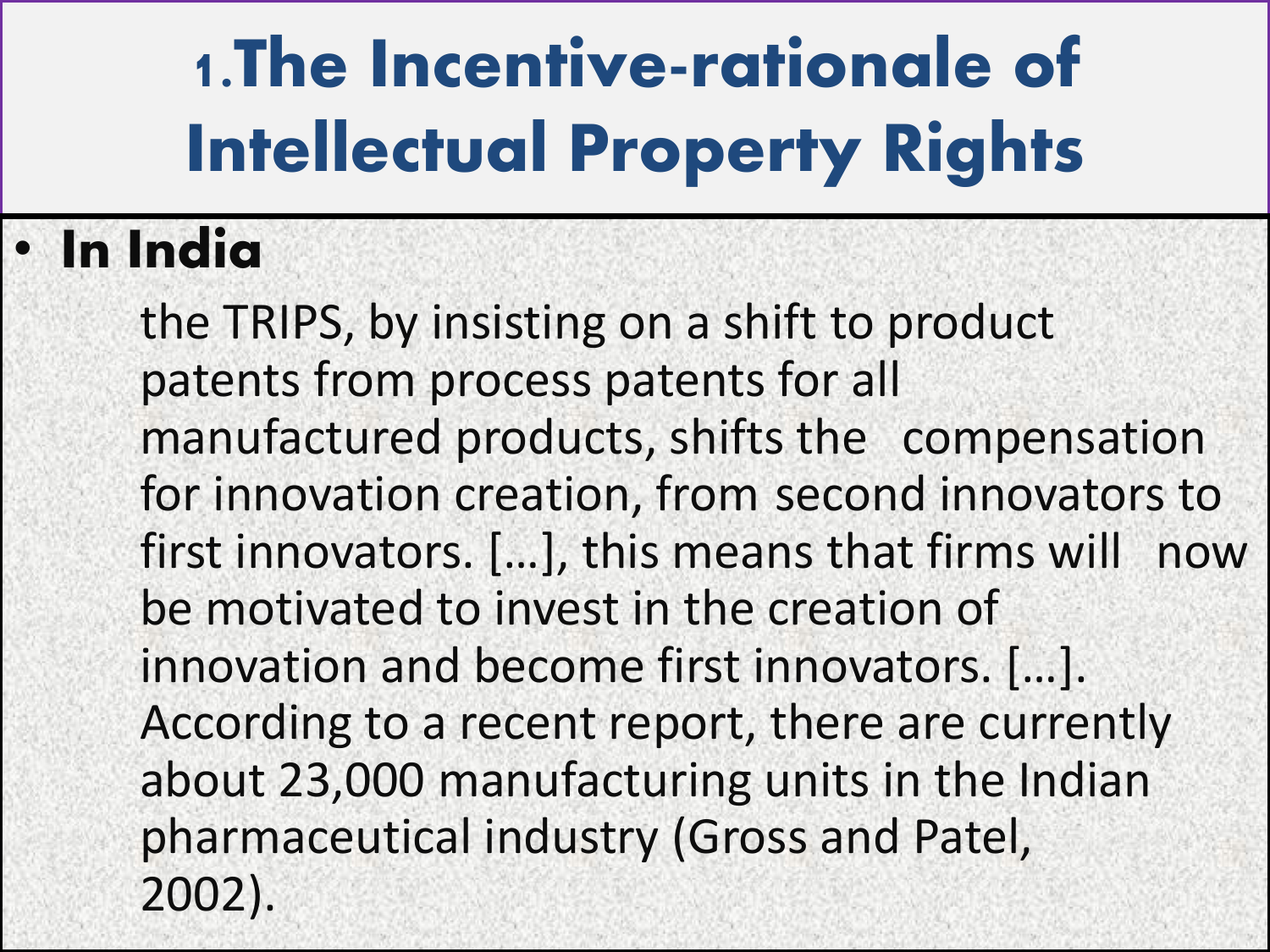# 1.The Incentive-rationale of Intellectual Property Rights

- **In India**

  the TRIPS, by insisting on a shift to product patents from process patents for all manufactured products, shifts the compensation for innovation creation, from second innovators to first innovators. […], this means that firms will now be motivated to invest in the creation of innovation and become first innovators. […]. According to a recent report, there are currently about 23,000 manufacturing units in the Indian pharmaceutical industry (Gross and Patel, 2002).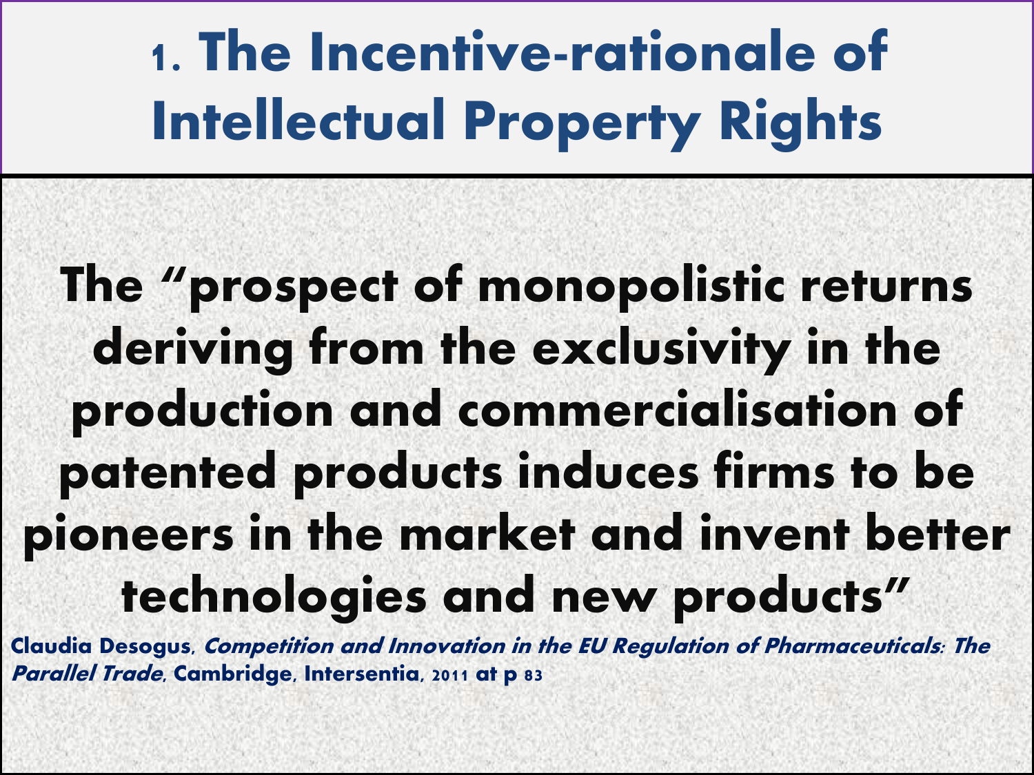# 1. The Incentive-rationale of Intellectual Property Rights

**The "prospect of monopolistic returns deriving from the exclusivity in the production and commercialisation of patented products induces firms to be pioneers in the market and invent better technologies and new products"**

**Claudia Desogus, *Competition and Innovation in the EU Regulation of Pharmaceuticals: The Parallel Trade*, Cambridge, Intersentia, 2011 at p 83**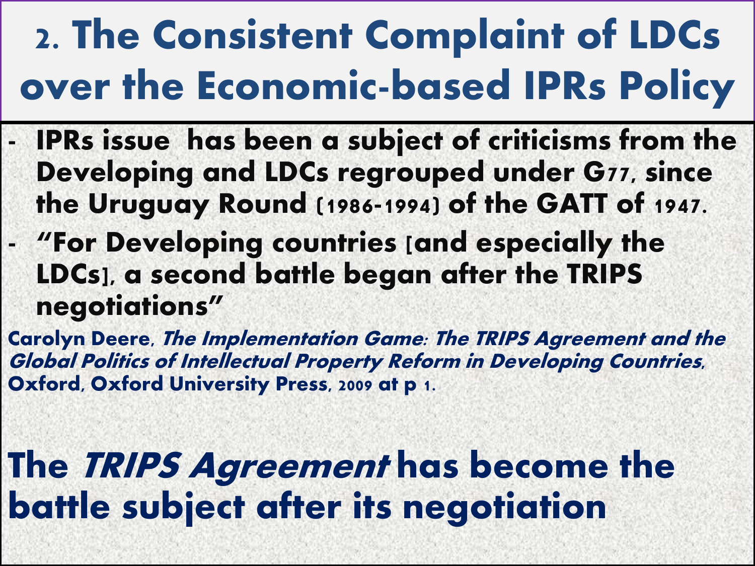# 2. The Consistent Complaint of LDCs over the Economic-based IPRs Policy

- **IPRs issue has been a subject of criticisms from the Developing and LDCs regrouped under G77, since the Uruguay Round (1986-1994) of the GATT of 1947.**
- **"For Developing countries [and especially the LDCs], a second battle began after the TRIPS negotiations"**

**Carolyn Deere, *The Implementation Game: The TRIPS Agreement and the Global Politics of Intellectual Property Reform in Developing Countries*, Oxford, Oxford University Press, 2009 at p 1.**

**The *TRIPS Agreement* has become the battle subject after its negotiation**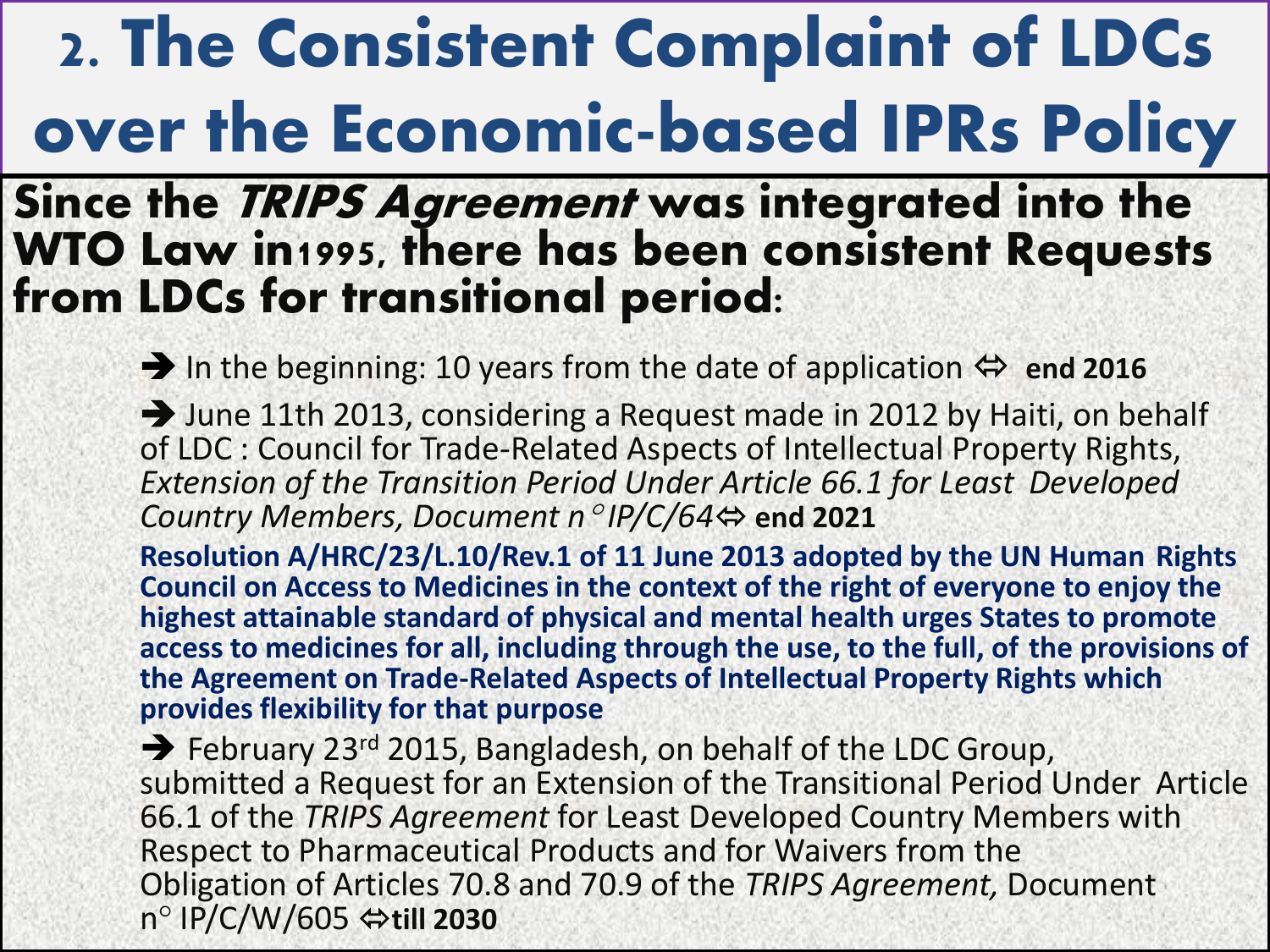# 2. The Consistent Complaint of LDCs over the Economic-based IPRs Policy

**Since the *TRIPS Agreement* was integrated into the WTO Law in1995, there has been consistent Requests from LDCs for transitional period:**

➔ In the beginning: 10 years from the date of application ⇔ **end 2016**

➔ June 11th 2013, considering a Request made in 2012 by Haiti, on behalf of LDC : Council for Trade-Related Aspects of Intellectual Property Rights, *Extension of the Transition Period Under Article 66.1 for Least Developed Country Members, Document n° IP/C/64*⇔ **end 2021**

**Resolution A/HRC/23/L.10/Rev.1 of 11 June 2013 adopted by the UN Human Rights Council on Access to Medicines in the context of the right of everyone to enjoy the highest attainable standard of physical and mental health urges States to promote access to medicines for all, including through the use, to the full, of the provisions of the Agreement on Trade-Related Aspects of Intellectual Property Rights which provides flexibility for that purpose**

➔ February 23rd 2015, Bangladesh, on behalf of the LDC Group, submitted a Request for an Extension of the Transitional Period Under Article 66.1 of the *TRIPS Agreement* for Least Developed Country Members with Respect to Pharmaceutical Products and for Waivers from the Obligation of Articles 70.8 and 70.9 of the *TRIPS Agreement,* Document n° IP/C/W/605 ⇔**till 2030**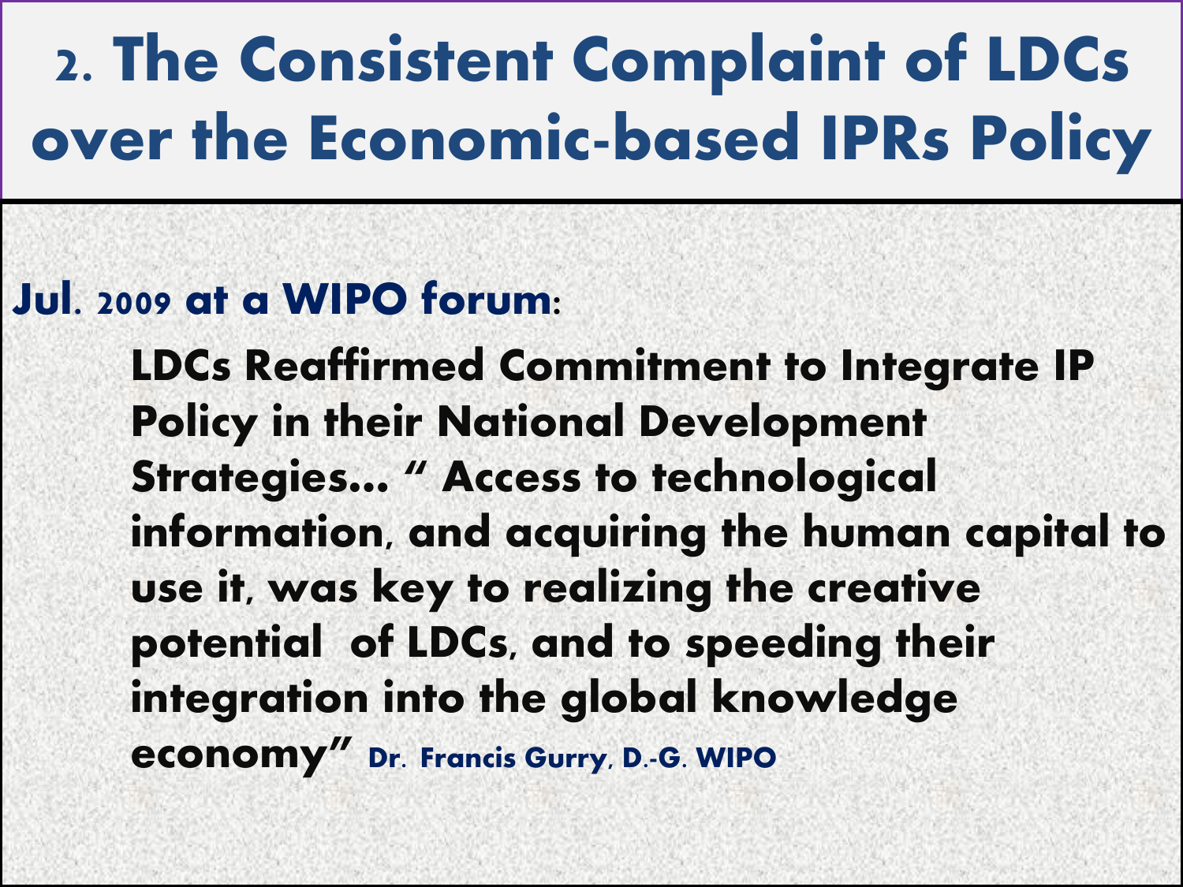# 2. The Consistent Complaint of LDCs over the Economic-based IPRs Policy

**Jul. 2009 at a WIPO forum:**

**LDCs Reaffirmed Commitment to Integrate IP Policy in their National Development Strategies... " Access to technological information, and acquiring the human capital to use it, was key to realizing the creative potential of LDCs, and to speeding their integration into the global knowledge economy"** **Dr. Francis Gurry, D.-G. WIPO**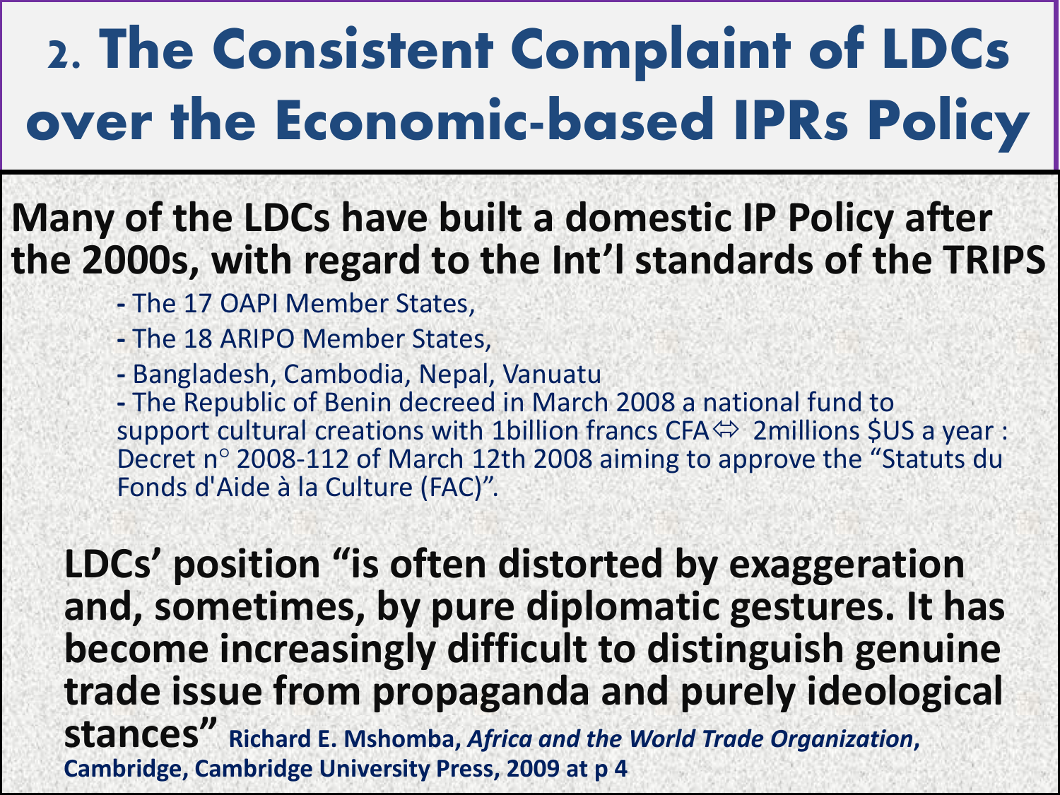# 2. The Consistent Complaint of LDCs over the Economic-based IPRs Policy

**Many of the LDCs have built a domestic IP Policy after the 2000s, with regard to the Int'l standards of the TRIPS**

- The 17 OAPI Member States,
- The 18 ARIPO Member States,
- Bangladesh, Cambodia, Nepal, Vanuatu
- The Republic of Benin decreed in March 2008 a national fund to support cultural creations with 1billion francs CFA⇔ 2millions $US a year : Decret n° 2008-112 of March 12th 2008 aiming to approve the "Statuts du Fonds d'Aide à la Culture (FAC)".

**LDCs' position "is often distorted by exaggeration and, sometimes, by pure diplomatic gestures. It has become increasingly difficult to distinguish genuine trade issue from propaganda and purely ideological stances"** **Richard E. Mshomba, *Africa and the World Trade Organization*, Cambridge, Cambridge University Press, 2009 at p 4**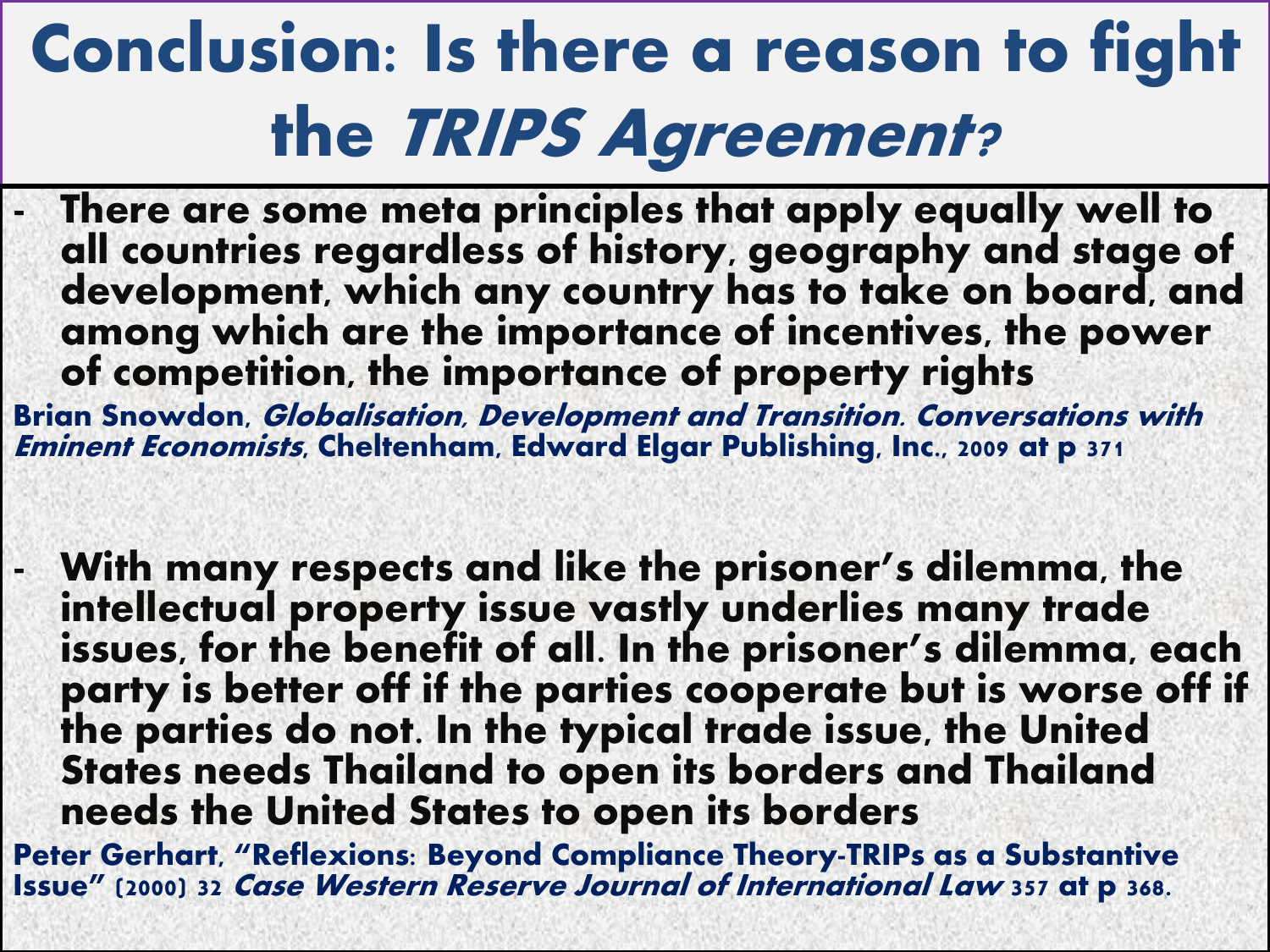# Conclusion: Is there a reason to fight the *TRIPS Agreement*?

- There are some meta principles that apply equally well to all countries regardless of history, geography and stage of development, which any country has to take on board, and among which are the importance of incentives, the power of competition, the importance of property rights

Brian Snowdon, *Globalisation, Development and Transition. Conversations with Eminent Economists*, Cheltenham, Edward Elgar Publishing, Inc., 2009 at p 371

- With many respects and like the prisoner's dilemma, the intellectual property issue vastly underlies many trade issues, for the benefit of all. In the prisoner's dilemma, each party is better off if the parties cooperate but is worse off if the parties do not. In the typical trade issue, the United States needs Thailand to open its borders and Thailand needs the United States to open its borders

Peter Gerhart, "Reflexions: Beyond Compliance Theory-TRIPs as a Substantive Issue" (2000) 32 *Case Western Reserve Journal of International Law* 357 at p 368.